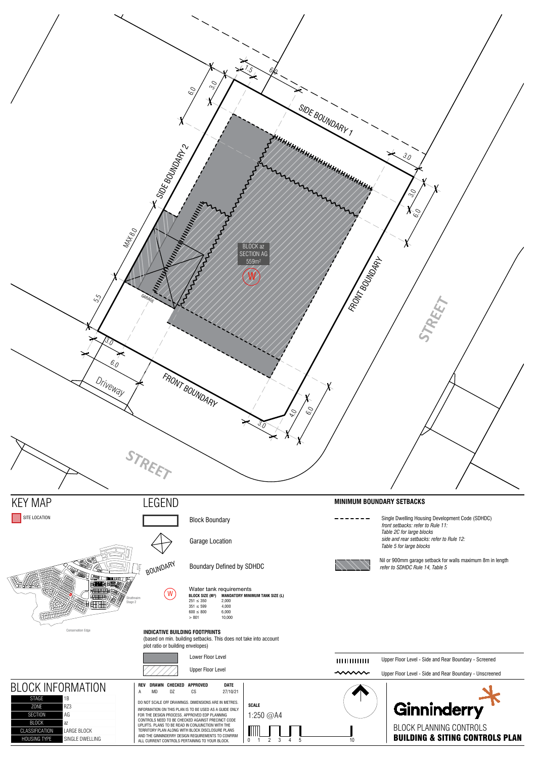SIDE BOUNDARY 1

SIDE BOUNDARY 2

FRONT BOUNDARY

FRONT BOUNDARY

BLOCK az
SECTION AG
559m²

GARAGE

Driveway

STREET

STREET

MAX 8.0

## KEY MAP

SITE LOCATION

Strathnairn Stage 2

Conservation Edge

## LEGEND

Block Boundary

Garage Location

BOUNDARY — Boundary Defined by SDHDC

W — Water tank requirements

| BLOCK SIZE (M²) | MANDATORY MINIMUM TANK SIZE (L) |
|---|---|
| 251 ≤ 350 | 2,000 |
| 351 ≤ 599 | 4,000 |
| 600 ≤ 800 | 6,000 |
| > 801 | 10,000 |

**INDICATIVE BUILDING FOOTPRINTS**
(based on min. building setbacks. This does not take into account plot ratio or building envelopes)

Lower Floor Level

Upper Floor Level

## MINIMUM BOUNDARY SETBACKS

Single Dwelling Housing Development Code (SDHDC)
*front setbacks: refer to Rule 11: Table 2C for large blocks*
*side and rear setbacks: refer to Rule 12: Table 5 for large blocks*

Nil or 900mm garage setback for walls maximum 8m in length
*refer to SDHDC Rule 14, Table 5*

Upper Floor Level - Side and Rear Boundary - Screened

Upper Floor Level - Side and Rear Boundary - Unscreened

## BLOCK INFORMATION

| | |
|---|---|
| STAGE | 1B |
| ZONE | RZ3 |
| SECTION | AG |
| BLOCK | az |
| CLASSIFICATION | LARGE BLOCK |
| HOUSING TYPE | SINGLE DWELLING |

| REV | DRAWN | CHECKED | APPROVED | DATE |
|---|---|---|---|---|
| A | MD | DZ | CS | 27/10/21 |

DO NOT SCALE OFF DRAWINGS. DIMENSIONS ARE IN METRES.

INFORMATION ON THIS PLAN IS TO BE USED AS A GUIDE ONLY FOR THE DESIGN PROCESS. APPROVED EDP PLANNING CONTROLS NEED TO BE CHECKED AGAINST PRECINCT CODE UPLIFTS. PLANS TO BE READ IN CONJUNCTION WITH THE TERRITORY PLAN ALONG WITH BLOCK DISCLOSURE PLANS AND THE GINNINDERRY DESIGN REQUIREMENTS TO CONFIRM ALL CURRENT CONTROLS PERTAINING TO YOUR BLOCK.

**SCALE**
1:250 @A4

Ginninderry

BLOCK PLANNING CONTROLS
**BUILDING & SITING CONTROLS PLAN**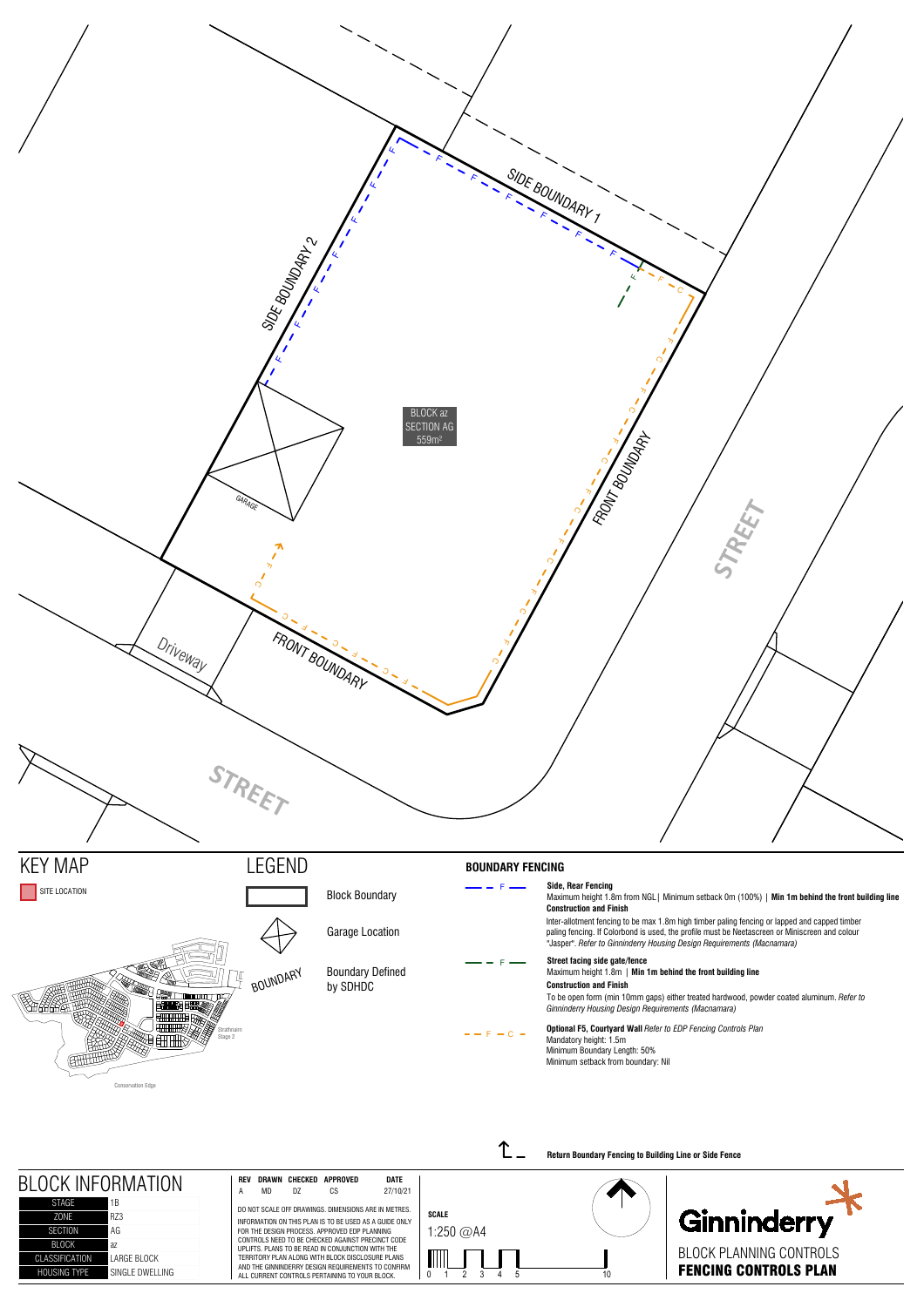SIDE BOUNDARY 1

SIDE BOUNDARY 2

BLOCK az
SECTION AG
559m²

GARAGE

FRONT BOUNDARY

STREET

Driveway

FRONT BOUNDARY

STREET

## KEY MAP

SITE LOCATION

Strathnairn Stage 2

Conservation Edge

## LEGEND

Block Boundary

Garage Location

BOUNDARY — Boundary Defined by SDHDC

## BOUNDARY FENCING

**Side, Rear Fencing**
Maximum height 1.8m from NGL | Minimum setback 0m (100%) | **Min 1m behind the front building line**
**Construction and Finish**
Inter-allotment fencing to be max 1.8m high timber paling fencing or lapped and capped timber paling fencing. If Colorbond is used, the profile must be Neetascreen or Miniscreen and colour "Jasper". *Refer to Ginninderry Housing Design Requirements (Macnamara)*

**Street facing side gate/fence**
Maximum height 1.8m | **Min 1m behind the front building line**
**Construction and Finish**
To be open form (min 10mm gaps) either treated hardwood, powder coated aluminum. *Refer to Ginninderry Housing Design Requirements (Macnamara)*

**Optional F5, Courtyard Wall** *Refer to EDP Fencing Controls Plan*
Mandatory height: 1.5m
Minimum Boundary Length: 50%
Minimum setback from boundary: Nil

**Return Boundary Fencing to Building Line or Side Fence**

## BLOCK INFORMATION

| | |
|---|---|
| STAGE | 1B |
| ZONE | RZ3 |
| SECTION | AG |
| BLOCK | az |
| CLASSIFICATION | LARGE BLOCK |
| HOUSING TYPE | SINGLE DWELLING |

| REV | DRAWN | CHECKED | APPROVED | DATE |
|---|---|---|---|---|
| A | MD | DZ | CS | 27/10/21 |

DO NOT SCALE OFF DRAWINGS. DIMENSIONS ARE IN METRES.
INFORMATION ON THIS PLAN IS TO BE USED AS A GUIDE ONLY FOR THE DESIGN PROCESS. APPROVED EDP PLANNING CONTROLS NEED TO BE CHECKED AGAINST PRECINCT CODE UPLIFTS. PLANS TO BE READ IN CONJUNCTION WITH THE TERRITORY PLAN ALONG WITH BLOCK DISCLOSURE PLANS AND THE GINNINDERRY DESIGN REQUIREMENTS TO CONFIRM ALL CURRENT CONTROLS PERTAINING TO YOUR BLOCK.

**SCALE**
1:250 @A4

0 1 2 3 4 5 10

Ginninderry

BLOCK PLANNING CONTROLS
**FENCING CONTROLS PLAN**